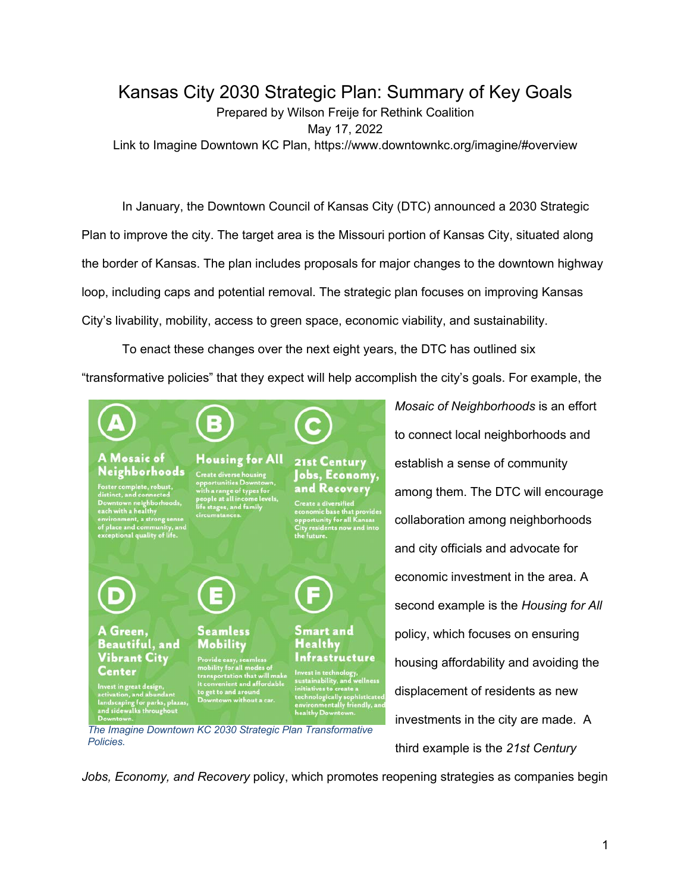# Kansas City 2030 Strategic Plan: Summary of Key Goals

Prepared by Wilson Freije for Rethink Coalition
May 17, 2022
Link to Imagine Downtown KC Plan, https://www.downtownkc.org/imagine/#overview

In January, the Downtown Council of Kansas City (DTC) announced a 2030 Strategic Plan to improve the city. The target area is the Missouri portion of Kansas City, situated along the border of Kansas. The plan includes proposals for major changes to the downtown highway loop, including caps and potential removal. The strategic plan focuses on improving Kansas City's livability, mobility, access to green space, economic viability, and sustainability.

To enact these changes over the next eight years, the DTC has outlined six "transformative policies" that they expect will help accomplish the city's goals. For example, the *Mosaic of Neighborhoods* is an effort to connect local neighborhoods and establish a sense of community among them. The DTC will encourage collaboration among neighborhoods and city officials and advocate for economic investment in the area. A second example is the *Housing for All* policy, which focuses on ensuring housing affordability and avoiding the displacement of residents as new investments in the city are made. A third example is the *21st Century Jobs, Economy, and Recovery* policy, which promotes reopening strategies as companies begin

**A — A Mosaic of Neighborhoods:** Foster complete, robust, distinct, and connected Downtown neighborhoods, each with a healthy environment, a strong sense of place and community, and exceptional quality of life.

**B — Housing for All:** Create diverse housing opportunities Downtown, with a range of types for people at all income levels, life stages, and family circumstances.

**C — 21st Century Jobs, Economy, and Recovery:** Create a diversified economic base that provides opportunity for all Kansas City residents now and into the future.

**D — A Green, Beautiful, and Vibrant City Center:** Invest in great design, activation, and abundant landscaping for parks, plazas, and sidewalks throughout Downtown.

**E — Seamless Mobility:** Provide easy, seamless mobility for all modes of transportation that will make it convenient and affordable to get to and around Downtown without a car.

**F — Smart and Healthy Infrastructure:** Invest in technology, sustainability, and wellness initiatives to create a technologically sophisticated, environmentally friendly, and healthy Downtown.

*The Imagine Downtown KC 2030 Strategic Plan Transformative Policies.*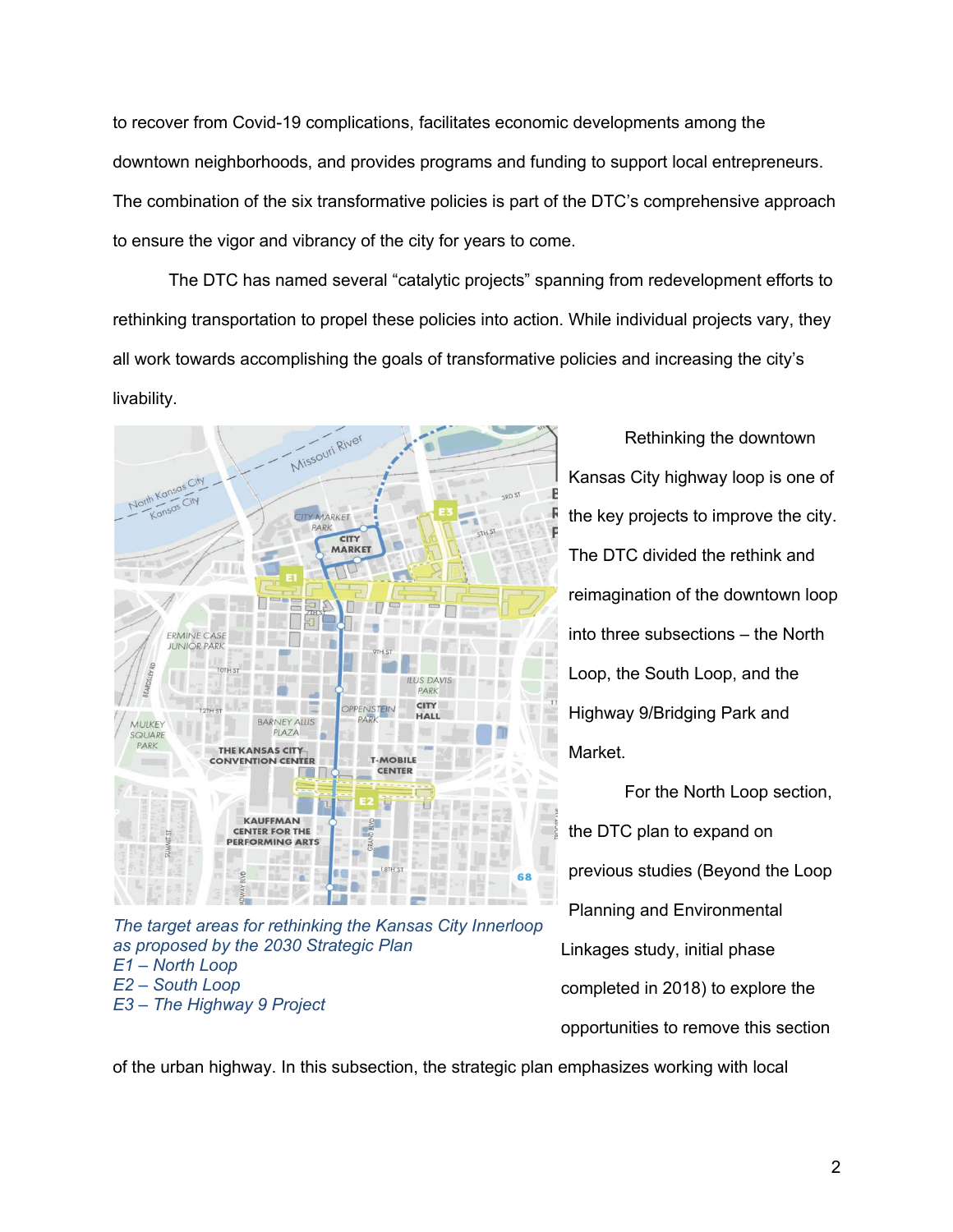to recover from Covid-19 complications, facilitates economic developments among the downtown neighborhoods, and provides programs and funding to support local entrepreneurs. The combination of the six transformative policies is part of the DTC's comprehensive approach to ensure the vigor and vibrancy of the city for years to come.

The DTC has named several "catalytic projects" spanning from redevelopment efforts to rethinking transportation to propel these policies into action. While individual projects vary, they all work towards accomplishing the goals of transformative policies and increasing the city's livability.

*The target areas for rethinking the Kansas City Innerloop as proposed by the 2030 Strategic Plan*
*E1 – North Loop*
*E2 – South Loop*
*E3 – The Highway 9 Project*

Rethinking the downtown Kansas City highway loop is one of the key projects to improve the city. The DTC divided the rethink and reimagination of the downtown loop into three subsections – the North Loop, the South Loop, and the Highway 9/Bridging Park and Market.

For the North Loop section, the DTC plan to expand on previous studies (Beyond the Loop Planning and Environmental Linkages study, initial phase completed in 2018) to explore the opportunities to remove this section of the urban highway. In this subsection, the strategic plan emphasizes working with local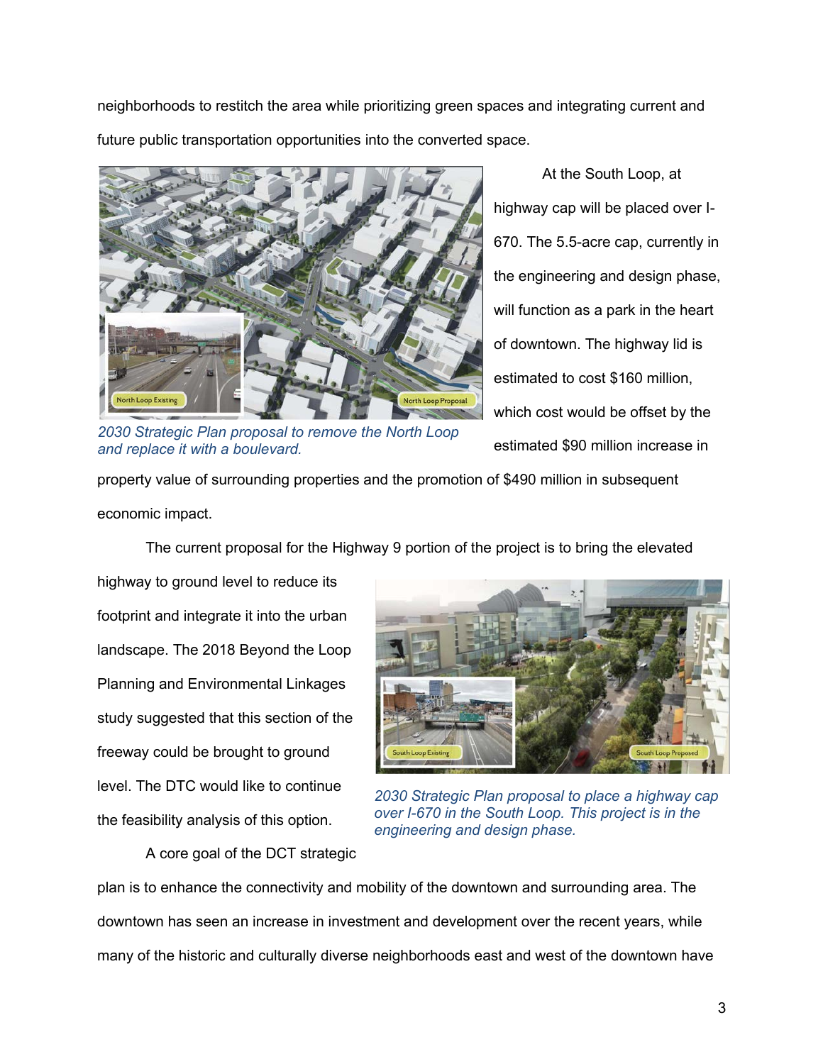neighborhoods to restitch the area while prioritizing green spaces and integrating current and future public transportation opportunities into the converted space.

*2030 Strategic Plan proposal to remove the North Loop and replace it with a boulevard.*

At the South Loop, at highway cap will be placed over I-670. The 5.5-acre cap, currently in the engineering and design phase, will function as a park in the heart of downtown. The highway lid is estimated to cost $160 million, which cost would be offset by the estimated $90 million increase in property value of surrounding properties and the promotion of $490 million in subsequent economic impact.

The current proposal for the Highway 9 portion of the project is to bring the elevated highway to ground level to reduce its footprint and integrate it into the urban landscape. The 2018 Beyond the Loop Planning and Environmental Linkages study suggested that this section of the freeway could be brought to ground level. The DTC would like to continue the feasibility analysis of this option.

*2030 Strategic Plan proposal to place a highway cap over I-670 in the South Loop. This project is in the engineering and design phase.*

A core goal of the DCT strategic plan is to enhance the connectivity and mobility of the downtown and surrounding area. The downtown has seen an increase in investment and development over the recent years, while many of the historic and culturally diverse neighborhoods east and west of the downtown have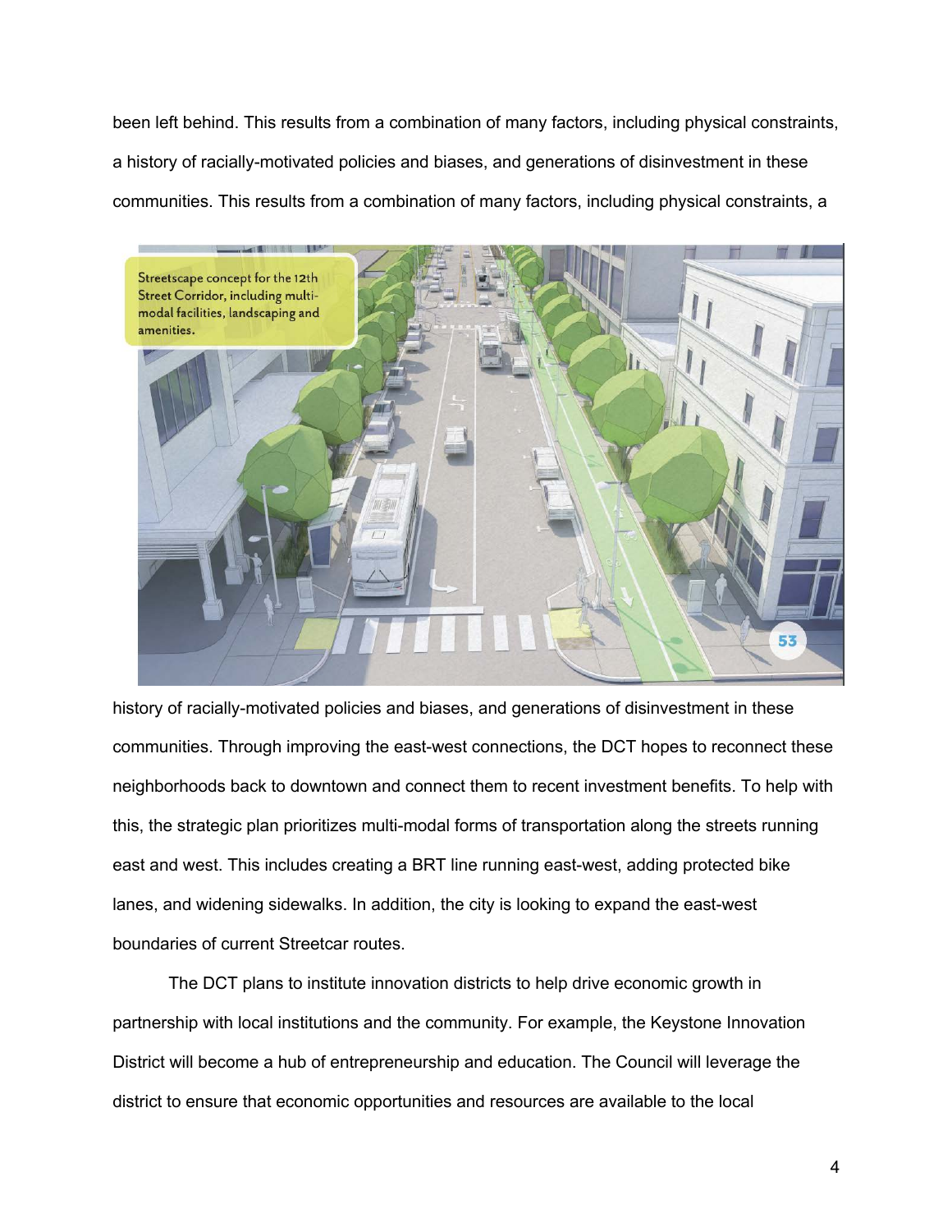been left behind. This results from a combination of many factors, including physical constraints, a history of racially-motivated policies and biases, and generations of disinvestment in these communities. This results from a combination of many factors, including physical constraints, a history of racially-motivated policies and biases, and generations of disinvestment in these communities. Through improving the east-west connections, the DCT hopes to reconnect these neighborhoods back to downtown and connect them to recent investment benefits. To help with this, the strategic plan prioritizes multi-modal forms of transportation along the streets running east and west. This includes creating a BRT line running east-west, adding protected bike lanes, and widening sidewalks. In addition, the city is looking to expand the east-west boundaries of current Streetcar routes.

The DCT plans to institute innovation districts to help drive economic growth in partnership with local institutions and the community. For example, the Keystone Innovation District will become a hub of entrepreneurship and education. The Council will leverage the district to ensure that economic opportunities and resources are available to the local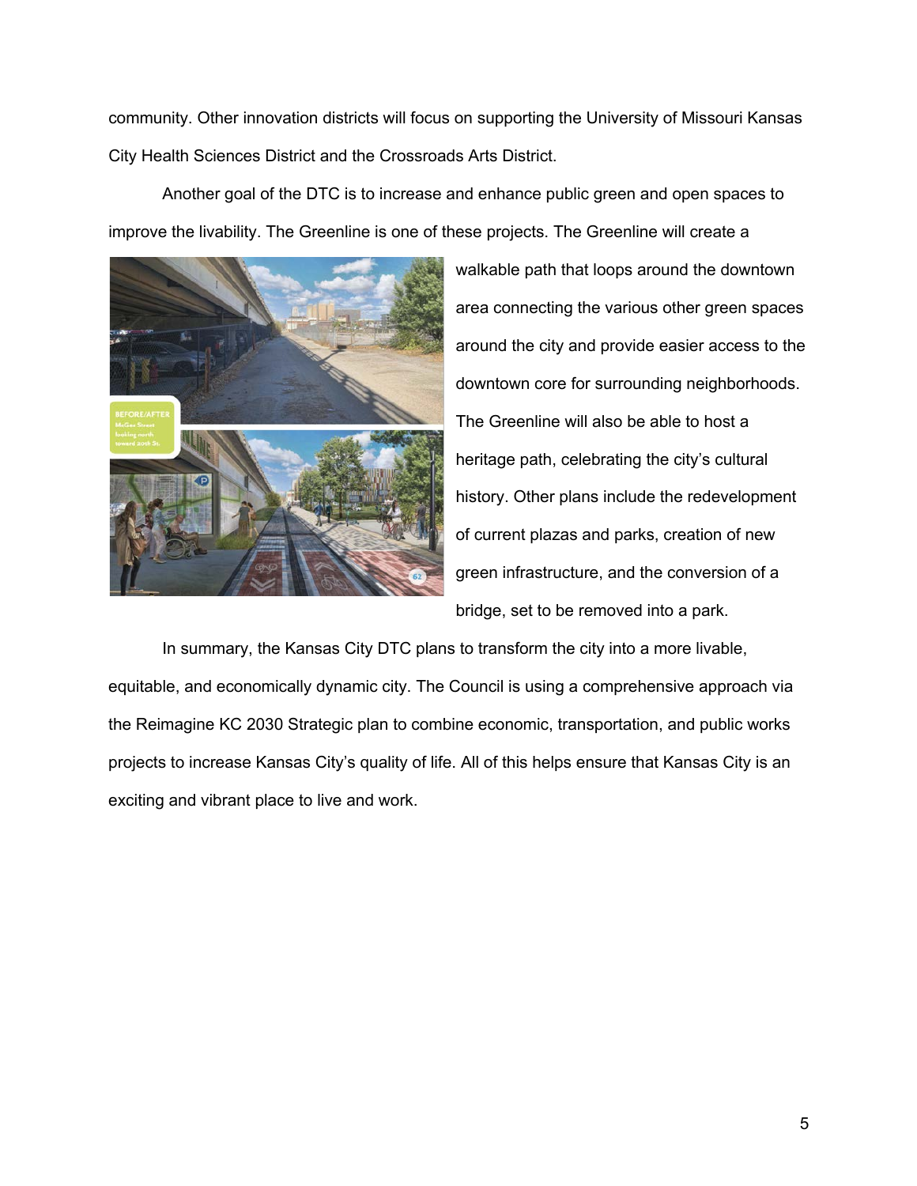community. Other innovation districts will focus on supporting the University of Missouri Kansas City Health Sciences District and the Crossroads Arts District.

Another goal of the DTC is to increase and enhance public green and open spaces to improve the livability. The Greenline is one of these projects. The Greenline will create a walkable path that loops around the downtown area connecting the various other green spaces around the city and provide easier access to the downtown core for surrounding neighborhoods. The Greenline will also be able to host a heritage path, celebrating the city's cultural history. Other plans include the redevelopment of current plazas and parks, creation of new green infrastructure, and the conversion of a bridge, set to be removed into a park.

In summary, the Kansas City DTC plans to transform the city into a more livable, equitable, and economically dynamic city. The Council is using a comprehensive approach via the Reimagine KC 2030 Strategic plan to combine economic, transportation, and public works projects to increase Kansas City's quality of life. All of this helps ensure that Kansas City is an exciting and vibrant place to live and work.